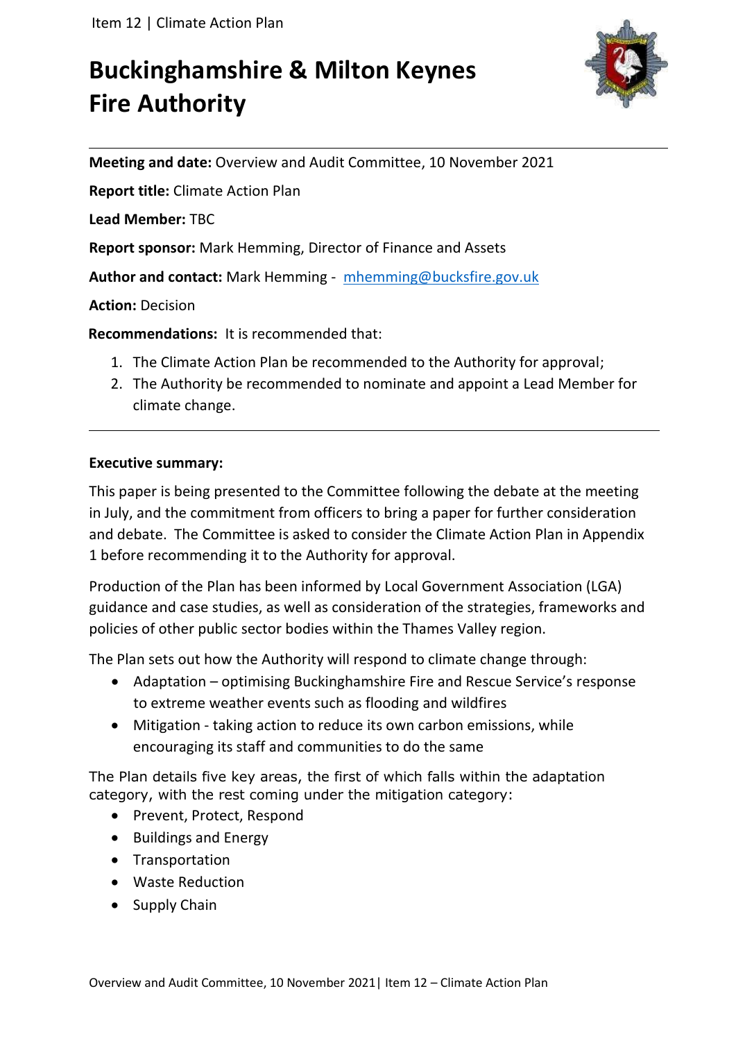# Buckinghamshire & Milton Keynes Fire Authority

**Meeting and date:** Overview and Audit Committee, 10 November 2021

**Report title:** Climate Action Plan

**Lead Member:** TBC

**Report sponsor:** Mark Hemming, Director of Finance and Assets

**Author and contact:** Mark Hemming - mhemming@bucksfire.gov.uk

**Action:** Decision

**Recommendations:** It is recommended that:

1. The Climate Action Plan be recommended to the Authority for approval;
2. The Authority be recommended to nominate and appoint a Lead Member for climate change.

---

**Executive summary:**

This paper is being presented to the Committee following the debate at the meeting in July, and the commitment from officers to bring a paper for further consideration and debate. The Committee is asked to consider the Climate Action Plan in Appendix 1 before recommending it to the Authority for approval.

Production of the Plan has been informed by Local Government Association (LGA) guidance and case studies, as well as consideration of the strategies, frameworks and policies of other public sector bodies within the Thames Valley region.

The Plan sets out how the Authority will respond to climate change through:

- Adaptation – optimising Buckinghamshire Fire and Rescue Service's response to extreme weather events such as flooding and wildfires
- Mitigation - taking action to reduce its own carbon emissions, while encouraging its staff and communities to do the same

The Plan details five key areas, the first of which falls within the adaptation category, with the rest coming under the mitigation category:

- Prevent, Protect, Respond
- Buildings and Energy
- Transportation
- Waste Reduction
- Supply Chain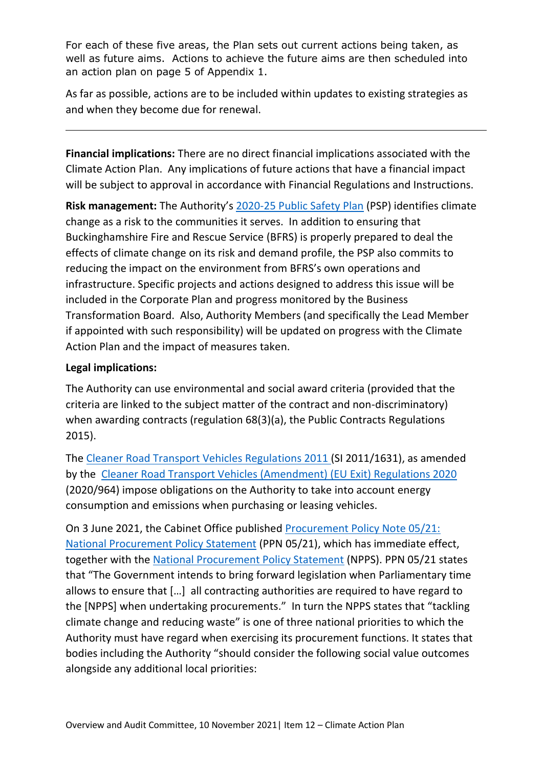For each of these five areas, the Plan sets out current actions being taken, as well as future aims. Actions to achieve the future aims are then scheduled into an action plan on page 5 of Appendix 1.

As far as possible, actions are to be included within updates to existing strategies as and when they become due for renewal.

---

**Financial implications:** There are no direct financial implications associated with the Climate Action Plan. Any implications of future actions that have a financial impact will be subject to approval in accordance with Financial Regulations and Instructions.

**Risk management:** The Authority's [2020-25 Public Safety Plan](#) (PSP) identifies climate change as a risk to the communities it serves. In addition to ensuring that Buckinghamshire Fire and Rescue Service (BFRS) is properly prepared to deal the effects of climate change on its risk and demand profile, the PSP also commits to reducing the impact on the environment from BFRS's own operations and infrastructure. Specific projects and actions designed to address this issue will be included in the Corporate Plan and progress monitored by the Business Transformation Board. Also, Authority Members (and specifically the Lead Member if appointed with such responsibility) will be updated on progress with the Climate Action Plan and the impact of measures taken.

**Legal implications:**

The Authority can use environmental and social award criteria (provided that the criteria are linked to the subject matter of the contract and non-discriminatory) when awarding contracts (regulation 68(3)(a), the Public Contracts Regulations 2015).

The [Cleaner Road Transport Vehicles Regulations 2011](#) (SI 2011/1631), as amended by the [Cleaner Road Transport Vehicles (Amendment) (EU Exit) Regulations 2020](#) (2020/964) impose obligations on the Authority to take into account energy consumption and emissions when purchasing or leasing vehicles.

On 3 June 2021, the Cabinet Office published [Procurement Policy Note 05/21: National Procurement Policy Statement](#) (PPN 05/21), which has immediate effect, together with the [National Procurement Policy Statement](#) (NPPS). PPN 05/21 states that "The Government intends to bring forward legislation when Parliamentary time allows to ensure that […] all contracting authorities are required to have regard to the [NPPS] when undertaking procurements." In turn the NPPS states that "tackling climate change and reducing waste" is one of three national priorities to which the Authority must have regard when exercising its procurement functions. It states that bodies including the Authority "should consider the following social value outcomes alongside any additional local priorities: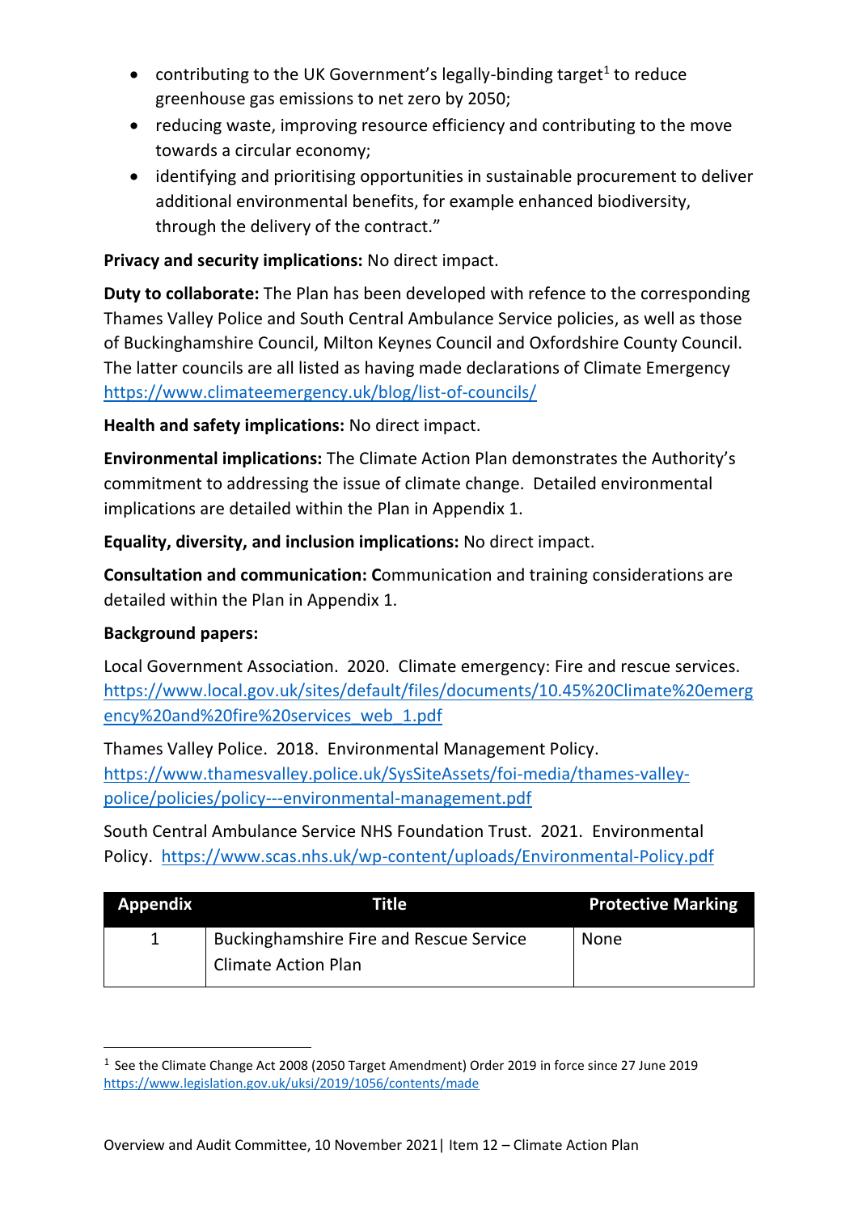- contributing to the UK Government's legally-binding target[1] to reduce greenhouse gas emissions to net zero by 2050;
- reducing waste, improving resource efficiency and contributing to the move towards a circular economy;
- identifying and prioritising opportunities in sustainable procurement to deliver additional environmental benefits, for example enhanced biodiversity, through the delivery of the contract."

**Privacy and security implications:** No direct impact.

**Duty to collaborate:** The Plan has been developed with refence to the corresponding Thames Valley Police and South Central Ambulance Service policies, as well as those of Buckinghamshire Council, Milton Keynes Council and Oxfordshire County Council. The latter councils are all listed as having made declarations of Climate Emergency https://www.climateemergency.uk/blog/list-of-councils/

**Health and safety implications:** No direct impact.

**Environmental implications:** The Climate Action Plan demonstrates the Authority's commitment to addressing the issue of climate change. Detailed environmental implications are detailed within the Plan in Appendix 1.

**Equality, diversity, and inclusion implications:** No direct impact.

**Consultation and communication: C**ommunication and training considerations are detailed within the Plan in Appendix 1.

**Background papers:**

Local Government Association. 2020. Climate emergency: Fire and rescue services. https://www.local.gov.uk/sites/default/files/documents/10.45%20Climate%20emergency%20and%20fire%20services_web_1.pdf

Thames Valley Police. 2018. Environmental Management Policy. https://www.thamesvalley.police.uk/SysSiteAssets/foi-media/thames-valley-police/policies/policy---environmental-management.pdf

South Central Ambulance Service NHS Foundation Trust. 2021. Environmental Policy. https://www.scas.nhs.uk/wp-content/uploads/Environmental-Policy.pdf

| Appendix | Title | Protective Marking |
| --- | --- | --- |
| 1 | Buckinghamshire Fire and Rescue Service Climate Action Plan | None |

[1] See the Climate Change Act 2008 (2050 Target Amendment) Order 2019 in force since 27 June 2019 https://www.legislation.gov.uk/uksi/2019/1056/contents/made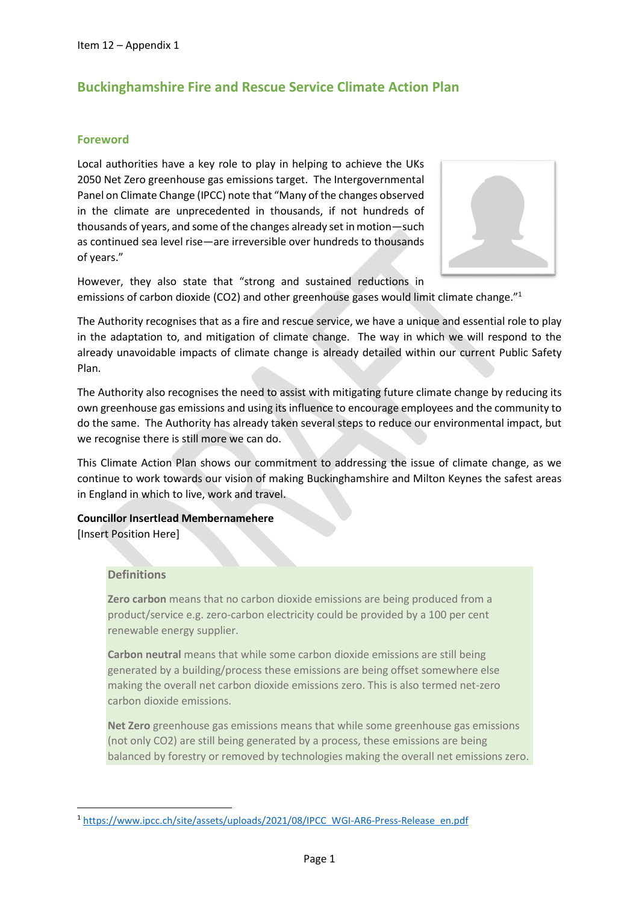Item 12 – Appendix 1

# Buckinghamshire Fire and Rescue Service Climate Action Plan

## Foreword

Local authorities have a key role to play in helping to achieve the UKs 2050 Net Zero greenhouse gas emissions target. The Intergovernmental Panel on Climate Change (IPCC) note that "Many of the changes observed in the climate are unprecedented in thousands, if not hundreds of thousands of years, and some of the changes already set in motion—such as continued sea level rise—are irreversible over hundreds to thousands of years."

However, they also state that "strong and sustained reductions in emissions of carbon dioxide (CO2) and other greenhouse gases would limit climate change."[1]

The Authority recognises that as a fire and rescue service, we have a unique and essential role to play in the adaptation to, and mitigation of climate change. The way in which we will respond to the already unavoidable impacts of climate change is already detailed within our current Public Safety Plan.

The Authority also recognises the need to assist with mitigating future climate change by reducing its own greenhouse gas emissions and using its influence to encourage employees and the community to do the same. The Authority has already taken several steps to reduce our environmental impact, but we recognise there is still more we can do.

This Climate Action Plan shows our commitment to addressing the issue of climate change, as we continue to work towards our vision of making Buckinghamshire and Milton Keynes the safest areas in England in which to live, work and travel.

**Councillor Insertlead Membernamehere**
[Insert Position Here]

### Definitions

**Zero carbon** means that no carbon dioxide emissions are being produced from a product/service e.g. zero-carbon electricity could be provided by a 100 per cent renewable energy supplier.

**Carbon neutral** means that while some carbon dioxide emissions are still being generated by a building/process these emissions are being offset somewhere else making the overall net carbon dioxide emissions zero. This is also termed net-zero carbon dioxide emissions.

**Net Zero** greenhouse gas emissions means that while some greenhouse gas emissions (not only CO2) are still being generated by a process, these emissions are being balanced by forestry or removed by technologies making the overall net emissions zero.

---

[1] https://www.ipcc.ch/site/assets/uploads/2021/08/IPCC_WGI-AR6-Press-Release_en.pdf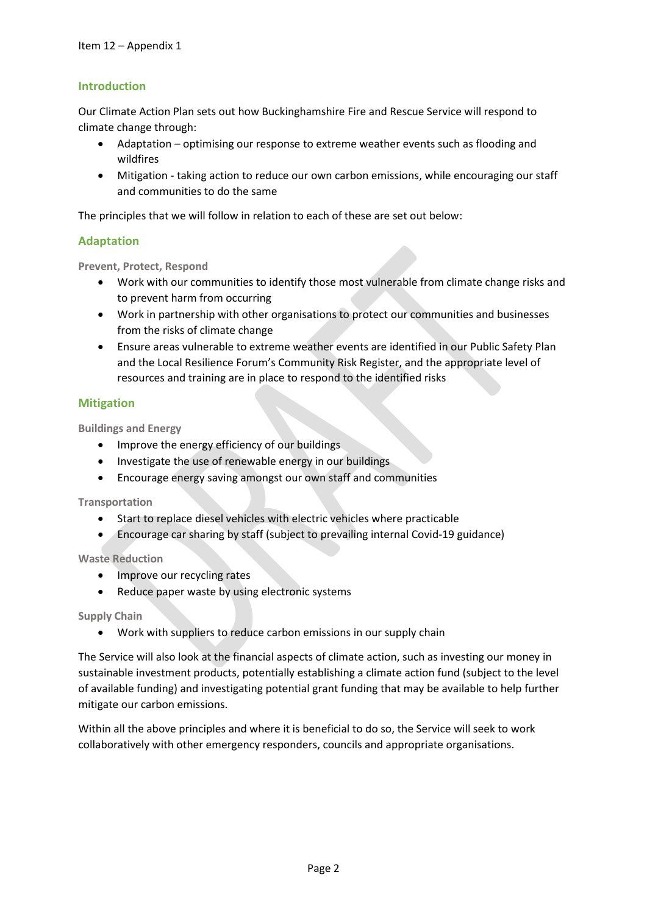Item 12 – Appendix 1

## Introduction

Our Climate Action Plan sets out how Buckinghamshire Fire and Rescue Service will respond to climate change through:

- Adaptation – optimising our response to extreme weather events such as flooding and wildfires
- Mitigation - taking action to reduce our own carbon emissions, while encouraging our staff and communities to do the same

The principles that we will follow in relation to each of these are set out below:

## Adaptation

### Prevent, Protect, Respond

- Work with our communities to identify those most vulnerable from climate change risks and to prevent harm from occurring
- Work in partnership with other organisations to protect our communities and businesses from the risks of climate change
- Ensure areas vulnerable to extreme weather events are identified in our Public Safety Plan and the Local Resilience Forum's Community Risk Register, and the appropriate level of resources and training are in place to respond to the identified risks

## Mitigation

### Buildings and Energy

- Improve the energy efficiency of our buildings
- Investigate the use of renewable energy in our buildings
- Encourage energy saving amongst our own staff and communities

### Transportation

- Start to replace diesel vehicles with electric vehicles where practicable
- Encourage car sharing by staff (subject to prevailing internal Covid-19 guidance)

### Waste Reduction

- Improve our recycling rates
- Reduce paper waste by using electronic systems

### Supply Chain

- Work with suppliers to reduce carbon emissions in our supply chain

The Service will also look at the financial aspects of climate action, such as investing our money in sustainable investment products, potentially establishing a climate action fund (subject to the level of available funding) and investigating potential grant funding that may be available to help further mitigate our carbon emissions.

Within all the above principles and where it is beneficial to do so, the Service will seek to work collaboratively with other emergency responders, councils and appropriate organisations.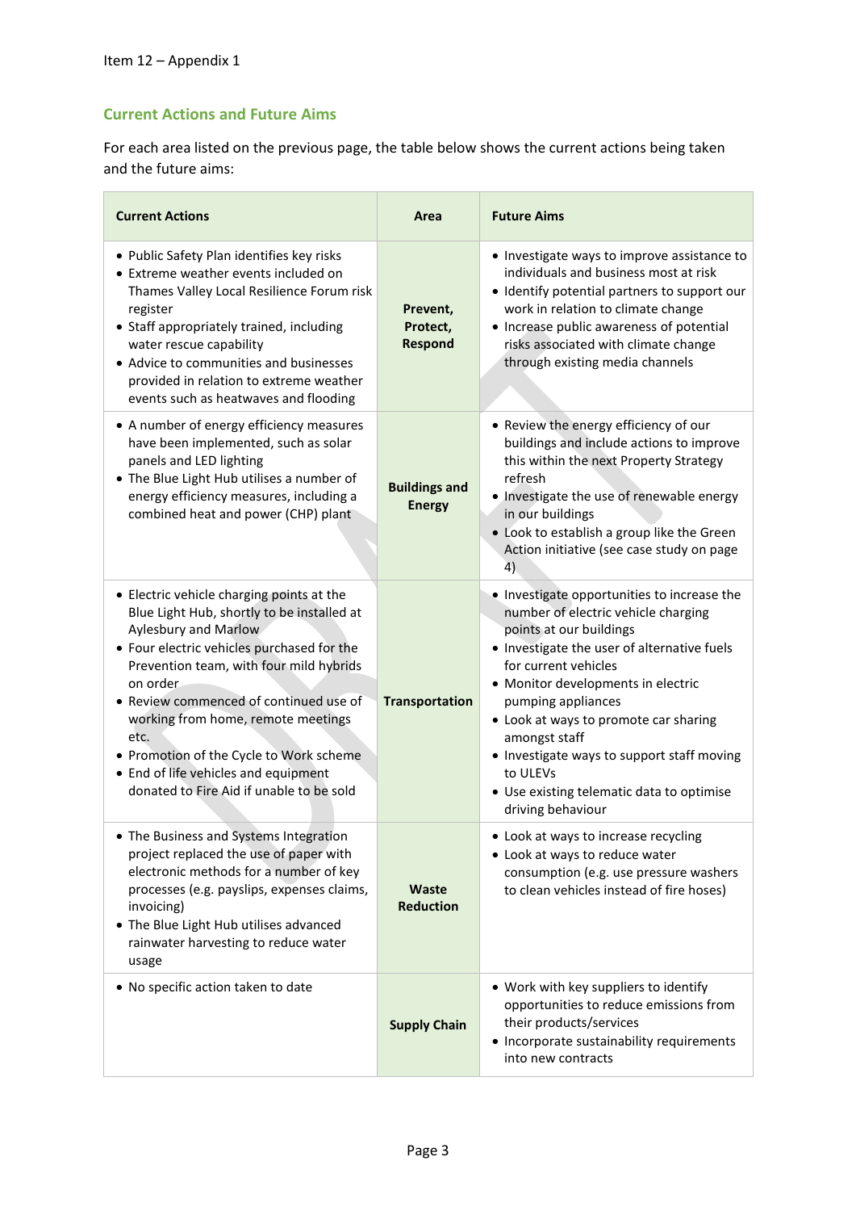Item 12 – Appendix 1

## Current Actions and Future Aims

For each area listed on the previous page, the table below shows the current actions being taken and the future aims:

| Current Actions | Area | Future Aims |
|---|---|---|
| • Public Safety Plan identifies key risks<br>• Extreme weather events included on Thames Valley Local Resilience Forum risk register<br>• Staff appropriately trained, including water rescue capability<br>• Advice to communities and businesses provided in relation to extreme weather events such as heatwaves and flooding | **Prevent, Protect, Respond** | • Investigate ways to improve assistance to individuals and business most at risk<br>• Identify potential partners to support our work in relation to climate change<br>• Increase public awareness of potential risks associated with climate change through existing media channels |
| • A number of energy efficiency measures have been implemented, such as solar panels and LED lighting<br>• The Blue Light Hub utilises a number of energy efficiency measures, including a combined heat and power (CHP) plant | **Buildings and Energy** | • Review the energy efficiency of our buildings and include actions to improve this within the next Property Strategy refresh<br>• Investigate the use of renewable energy in our buildings<br>• Look to establish a group like the Green Action initiative (see case study on page 4) |
| • Electric vehicle charging points at the Blue Light Hub, shortly to be installed at Aylesbury and Marlow<br>• Four electric vehicles purchased for the Prevention team, with four mild hybrids on order<br>• Review commenced of continued use of working from home, remote meetings etc.<br>• Promotion of the Cycle to Work scheme<br>• End of life vehicles and equipment donated to Fire Aid if unable to be sold | **Transportation** | • Investigate opportunities to increase the number of electric vehicle charging points at our buildings<br>• Investigate the user of alternative fuels for current vehicles<br>• Monitor developments in electric pumping appliances<br>• Look at ways to promote car sharing amongst staff<br>• Investigate ways to support staff moving to ULEVs<br>• Use existing telematic data to optimise driving behaviour |
| • The Business and Systems Integration project replaced the use of paper with electronic methods for a number of key processes (e.g. payslips, expenses claims, invoicing)<br>• The Blue Light Hub utilises advanced rainwater harvesting to reduce water usage | **Waste Reduction** | • Look at ways to increase recycling<br>• Look at ways to reduce water consumption (e.g. use pressure washers to clean vehicles instead of fire hoses) |
| • No specific action taken to date | **Supply Chain** | • Work with key suppliers to identify opportunities to reduce emissions from their products/services<br>• Incorporate sustainability requirements into new contracts |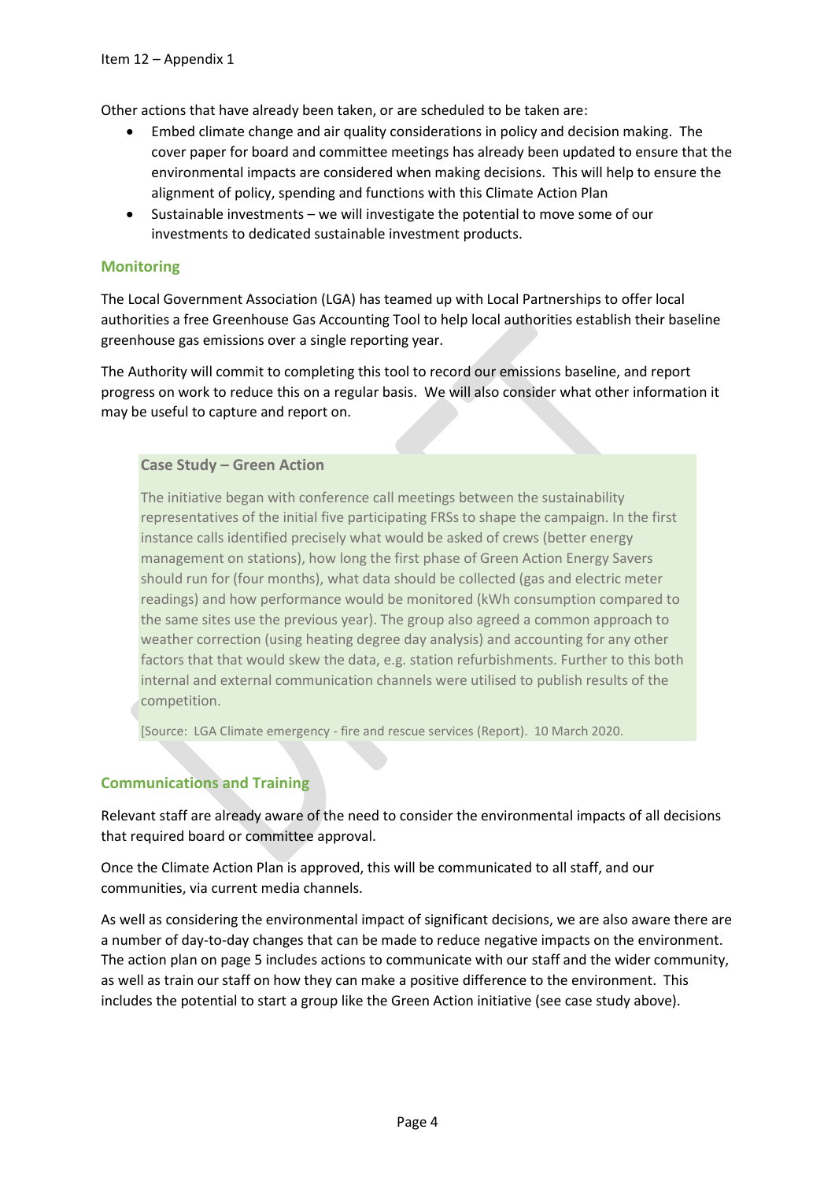Other actions that have already been taken, or are scheduled to be taken are:

- Embed climate change and air quality considerations in policy and decision making. The cover paper for board and committee meetings has already been updated to ensure that the environmental impacts are considered when making decisions. This will help to ensure the alignment of policy, spending and functions with this Climate Action Plan
- Sustainable investments – we will investigate the potential to move some of our investments to dedicated sustainable investment products.

## Monitoring

The Local Government Association (LGA) has teamed up with Local Partnerships to offer local authorities a free Greenhouse Gas Accounting Tool to help local authorities establish their baseline greenhouse gas emissions over a single reporting year.

The Authority will commit to completing this tool to record our emissions baseline, and report progress on work to reduce this on a regular basis. We will also consider what other information it may be useful to capture and report on.

> **Case Study – Green Action**
>
> The initiative began with conference call meetings between the sustainability representatives of the initial five participating FRSs to shape the campaign. In the first instance calls identified precisely what would be asked of crews (better energy management on stations), how long the first phase of Green Action Energy Savers should run for (four months), what data should be collected (gas and electric meter readings) and how performance would be monitored (kWh consumption compared to the same sites use the previous year). The group also agreed a common approach to weather correction (using heating degree day analysis) and accounting for any other factors that that would skew the data, e.g. station refurbishments. Further to this both internal and external communication channels were utilised to publish results of the competition.
>
> [Source: LGA Climate emergency - fire and rescue services (Report). 10 March 2020.

## Communications and Training

Relevant staff are already aware of the need to consider the environmental impacts of all decisions that required board or committee approval.

Once the Climate Action Plan is approved, this will be communicated to all staff, and our communities, via current media channels.

As well as considering the environmental impact of significant decisions, we are also aware there are a number of day-to-day changes that can be made to reduce negative impacts on the environment. The action plan on page 5 includes actions to communicate with our staff and the wider community, as well as train our staff on how they can make a positive difference to the environment. This includes the potential to start a group like the Green Action initiative (see case study above).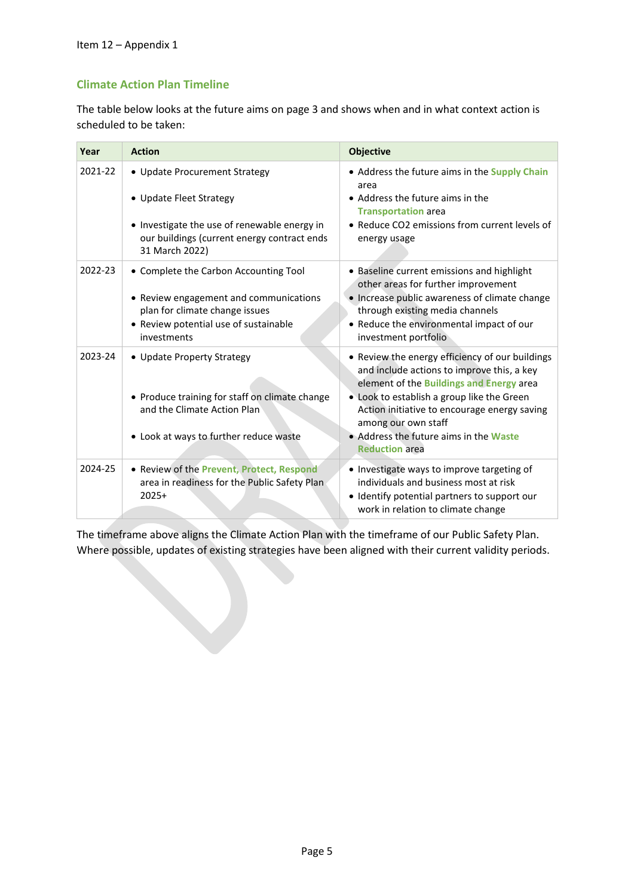Item 12 – Appendix 1

## Climate Action Plan Timeline

The table below looks at the future aims on page 3 and shows when and in what context action is scheduled to be taken:

| Year | Action | Objective |
|---|---|---|
| 2021-22 | • Update Procurement Strategy<br><br>• Update Fleet Strategy<br><br>• Investigate the use of renewable energy in our buildings (current energy contract ends 31 March 2022) | • Address the future aims in the **Supply Chain** area<br>• Address the future aims in the **Transportation** area<br>• Reduce CO2 emissions from current levels of energy usage |
| 2022-23 | • Complete the Carbon Accounting Tool<br><br>• Review engagement and communications plan for climate change issues<br>• Review potential use of sustainable investments | • Baseline current emissions and highlight other areas for further improvement<br>• Increase public awareness of climate change through existing media channels<br>• Reduce the environmental impact of our investment portfolio |
| 2023-24 | • Update Property Strategy<br><br>• Produce training for staff on climate change and the Climate Action Plan<br><br>• Look at ways to further reduce waste | • Review the energy efficiency of our buildings and include actions to improve this, a key element of the **Buildings and Energy** area<br>• Look to establish a group like the Green Action initiative to encourage energy saving among our own staff<br>• Address the future aims in the **Waste Reduction** area |
| 2024-25 | • Review of the **Prevent, Protect, Respond** area in readiness for the Public Safety Plan 2025+ | • Investigate ways to improve targeting of individuals and business most at risk<br>• Identify potential partners to support our work in relation to climate change |

The timeframe above aligns the Climate Action Plan with the timeframe of our Public Safety Plan. Where possible, updates of existing strategies have been aligned with their current validity periods.